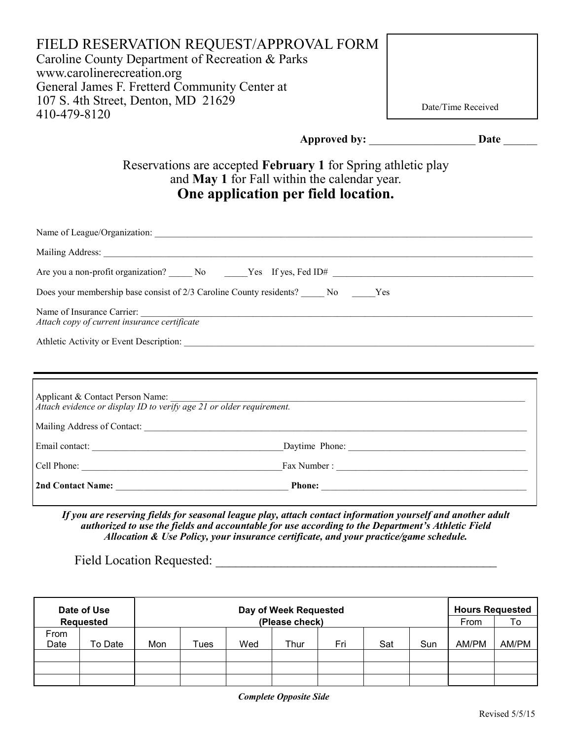# FIELD RESERVATION REQUEST/APPROVAL FORM

Caroline County Department of Recreation & Parks
www.carolinerecreation.org
General James F. Fretterd Community Center at
107 S. 4th Street, Denton, MD 21629
410-479-8120

Date/Time Received

**Approved by:** ___________________ **Date** ______

Reservations are accepted **February 1** for Spring athletic play and **May 1** for Fall within the calendar year.

**One application per field location.**

Name of League/Organization: ____________________________________________

Mailing Address: ____________________________________________

Are you a non-profit organization? _____ No _____Yes If yes, Fed ID# ____________________

Does your membership base consist of 2/3 Caroline County residents? _____ No _____Yes

Name of Insurance Carrier: ____________________________________________
*Attach copy of current insurance certificate*

Athletic Activity or Event Description: ____________________________________________

---

Applicant & Contact Person Name: ____________________________________________
*Attach evidence or display ID to verify age 21 or older requirement.*

Mailing Address of Contact: ____________________________________________

Email contact: ______________________ Daytime Phone: ______________________

Cell Phone: ______________________ Fax Number : ______________________

**2nd Contact Name:** ______________________ **Phone:** ______________________

***If you are reserving fields for seasonal league play, attach contact information yourself and another adult authorized to use the fields and accountable for use according to the Department's Athletic Field Allocation & Use Policy, your insurance certificate, and your practice/game schedule.***

Field Location Requested: ____________________________________________

| Date of Use Requested | | Day of Week Requested (Please check) | | | | | | | Hours Requested | |
|---|---|---|---|---|---|---|---|---|---|---|
| | | | | | | | | | From | To |
| From Date | To Date | Mon | Tues | Wed | Thur | Fri | Sat | Sun | AM/PM | AM/PM |
| | | | | | | | | | | |
| | | | | | | | | | | |
| | | | | | | | | | | |

***Complete Opposite Side***

Revised 5/5/15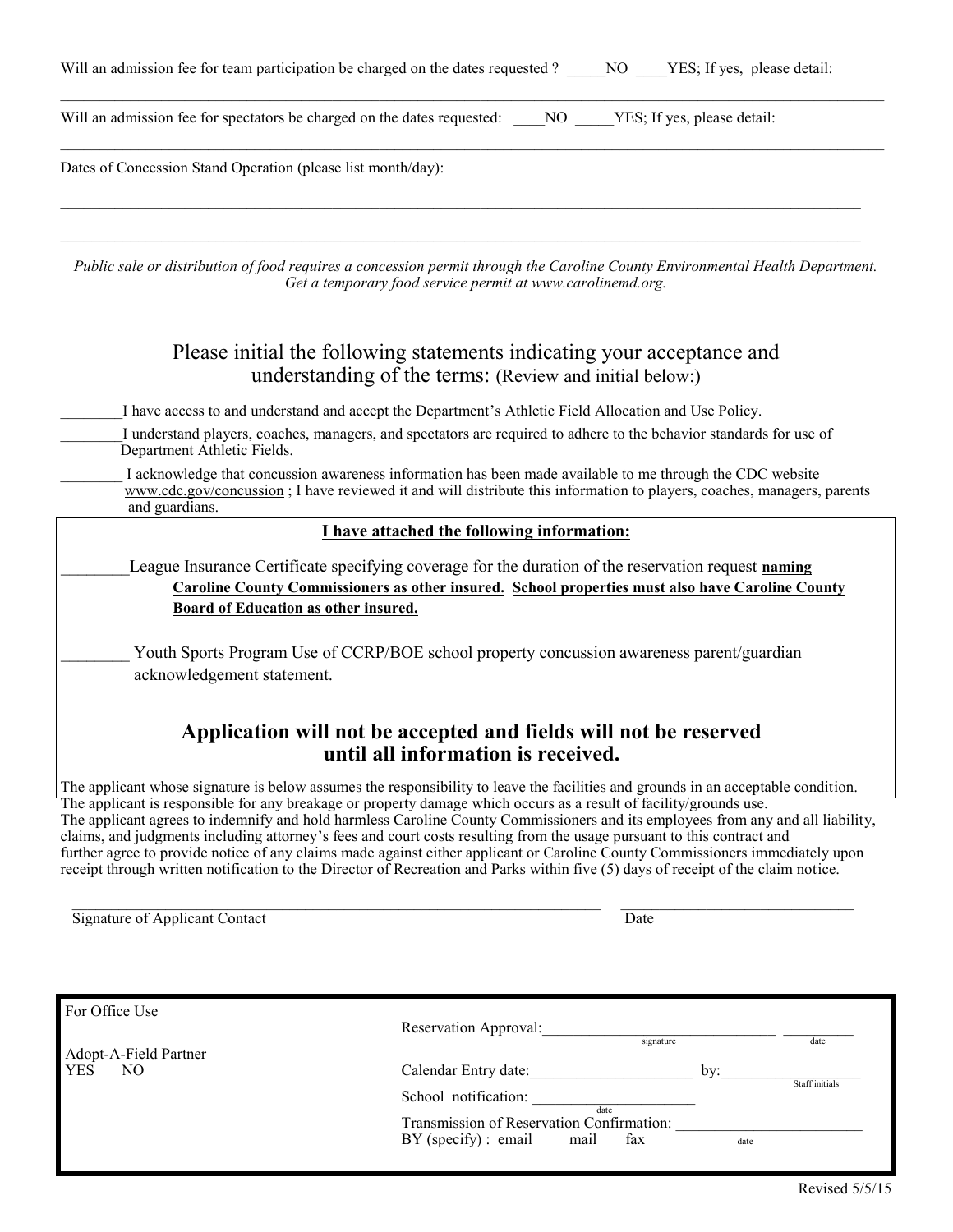Will an admission fee for team participation be charged on the dates requested ? _____NO ____YES; If yes, please detail:

_______________________________________________________________________________________________

Will an admission fee for spectators be charged on the dates requested: ____NO _____YES; If yes, please detail:

_______________________________________________________________________________________________

Dates of Concession Stand Operation (please list month/day):

_______________________________________________________________________________________________

_______________________________________________________________________________________________

*Public sale or distribution of food requires a concession permit through the Caroline County Environmental Health Department. Get a temporary food service permit at www.carolinemd.org.*

## Please initial the following statements indicating your acceptance and understanding of the terms: (Review and initial below:)

________I have access to and understand and accept the Department's Athletic Field Allocation and Use Policy.

________I understand players, coaches, managers, and spectators are required to adhere to the behavior standards for use of Department Athletic Fields.

________ I acknowledge that concussion awareness information has been made available to me through the CDC website www.cdc.gov/concussion ; I have reviewed it and will distribute this information to players, coaches, managers, parents and guardians.

**I have attached the following information:**

________League Insurance Certificate specifying coverage for the duration of the reservation request **naming Caroline County Commissioners as other insured. School properties must also have Caroline County Board of Education as other insured.**

________ Youth Sports Program Use of CCRP/BOE school property concussion awareness parent/guardian acknowledgement statement.

## Application will not be accepted and fields will not be reserved until all information is received.

The applicant whose signature is below assumes the responsibility to leave the facilities and grounds in an acceptable condition. The applicant is responsible for any breakage or property damage which occurs as a result of facility/grounds use. The applicant agrees to indemnify and hold harmless Caroline County Commissioners and its employees from any and all liability, claims, and judgments including attorney's fees and court costs resulting from the usage pursuant to this contract and further agree to provide notice of any claims made against either applicant or Caroline County Commissioners immediately upon receipt through written notification to the Director of Recreation and Parks within five (5) days of receipt of the claim notice.

_________________________________________________________ ____________________________

Signature of Applicant Contact Date

For Office Use

Reservation Approval:______________________________ __________
signature date

Adopt-A-Field Partner
YES NO

Calendar Entry date:_____________________ by:__________________
Staff initials

School notification: _____________________
date

Transmission of Reservation Confirmation: ________________________

BY (specify) : email mail fax date

Revised 5/5/15